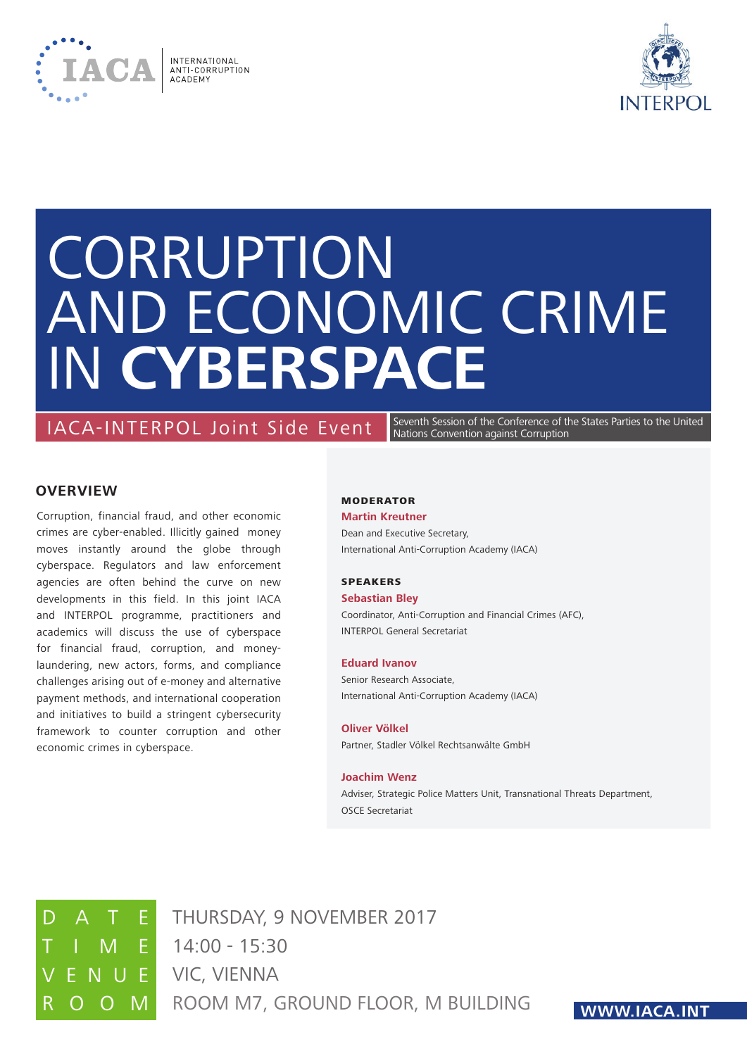IACA INTERNATIONAL ANTI-CORRUPTION ACADEMY

INTERPOL

# CORRUPTION AND ECONOMIC CRIME IN **CYBERSPACE**

IACA-INTERPOL Joint Side Event

Seventh Session of the Conference of the States Parties to the United Nations Convention against Corruption

## OVERVIEW

Corruption, financial fraud, and other economic crimes are cyber-enabled. Illicitly gained money moves instantly around the globe through cyberspace. Regulators and law enforcement agencies are often behind the curve on new developments in this field. In this joint IACA and INTERPOL programme, practitioners and academics will discuss the use of cyberspace for financial fraud, corruption, and money-laundering, new actors, forms, and compliance challenges arising out of e-money and alternative payment methods, and international cooperation and initiatives to build a stringent cybersecurity framework to counter corruption and other economic crimes in cyberspace.

### MODERATOR

**Martin Kreutner**
Dean and Executive Secretary,
International Anti-Corruption Academy (IACA)

### SPEAKERS

**Sebastian Bley**
Coordinator, Anti-Corruption and Financial Crimes (AFC),
INTERPOL General Secretariat

**Eduard Ivanov**
Senior Research Associate,
International Anti-Corruption Academy (IACA)

**Oliver Völkel**
Partner, Stadler Völkel Rechtsanwälte GmbH

**Joachim Wenz**
Adviser, Strategic Police Matters Unit, Transnational Threats Department,
OSCE Secretariat

| | |
|---|---|
| DATE | THURSDAY, 9 NOVEMBER 2017 |
| TIME | 14:00 - 15:30 |
| VENUE | VIC, VIENNA |
| ROOM | ROOM M7, GROUND FLOOR, M BUILDING |

WWW.IACA.INT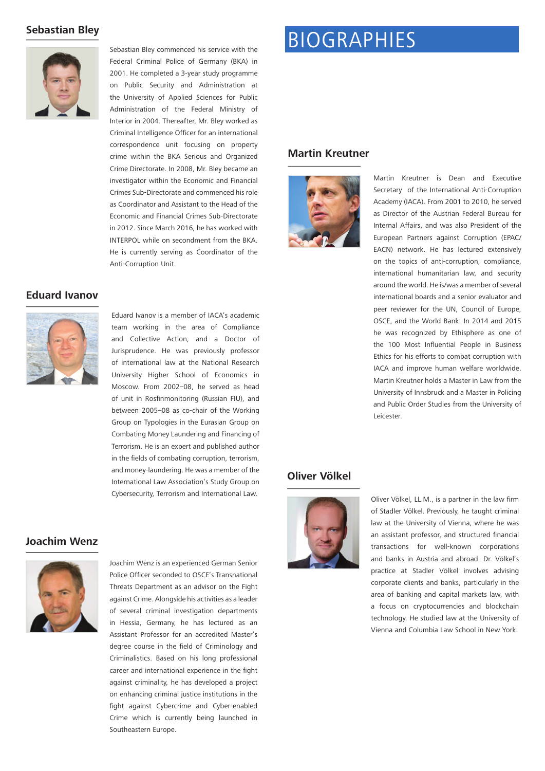# BIOGRAPHIES

## Sebastian Bley

Sebastian Bley commenced his service with the Federal Criminal Police of Germany (BKA) in 2001. He completed a 3-year study programme on Public Security and Administration at the University of Applied Sciences for Public Administration of the Federal Ministry of Interior in 2004. Thereafter, Mr. Bley worked as Criminal Intelligence Officer for an international correspondence unit focusing on property crime within the BKA Serious and Organized Crime Directorate. In 2008, Mr. Bley became an investigator within the Economic and Financial Crimes Sub-Directorate and commenced his role as Coordinator and Assistant to the Head of the Economic and Financial Crimes Sub-Directorate in 2012. Since March 2016, he has worked with INTERPOL while on secondment from the BKA. He is currently serving as Coordinator of the Anti-Corruption Unit.

## Eduard Ivanov

Eduard Ivanov is a member of IACA's academic team working in the area of Compliance and Collective Action, and a Doctor of Jurisprudence. He was previously professor of international law at the National Research University Higher School of Economics in Moscow. From 2002–08, he served as head of unit in Rosfinmonitoring (Russian FIU), and between 2005–08 as co-chair of the Working Group on Typologies in the Eurasian Group on Combating Money Laundering and Financing of Terrorism. He is an expert and published author in the fields of combating corruption, terrorism, and money-laundering. He was a member of the International Law Association's Study Group on Cybersecurity, Terrorism and International Law.

## Joachim Wenz

Joachim Wenz is an experienced German Senior Police Officer seconded to OSCE's Transnational Threats Department as an advisor on the Fight against Crime. Alongside his activities as a leader of several criminal investigation departments in Hessia, Germany, he has lectured as an Assistant Professor for an accredited Master's degree course in the field of Criminology and Criminalistics. Based on his long professional career and international experience in the fight against criminality, he has developed a project on enhancing criminal justice institutions in the fight against Cybercrime and Cyber-enabled Crime which is currently being launched in Southeastern Europe.

## Martin Kreutner

Martin Kreutner is Dean and Executive Secretary of the International Anti-Corruption Academy (IACA). From 2001 to 2010, he served as Director of the Austrian Federal Bureau for Internal Affairs, and was also President of the European Partners against Corruption (EPAC/EACN) network. He has lectured extensively on the topics of anti-corruption, compliance, international humanitarian law, and security around the world. He is/was a member of several international boards and a senior evaluator and peer reviewer for the UN, Council of Europe, OSCE, and the World Bank. In 2014 and 2015 he was recognized by Ethisphere as one of the 100 Most Influential People in Business Ethics for his efforts to combat corruption with IACA and improve human welfare worldwide. Martin Kreutner holds a Master in Law from the University of Innsbruck and a Master in Policing and Public Order Studies from the University of Leicester.

## Oliver Völkel

Oliver Völkel, LL.M., is a partner in the law firm of Stadler Völkel. Previously, he taught criminal law at the University of Vienna, where he was an assistant professor, and structured financial transactions for well-known corporations and banks in Austria and abroad. Dr. Völkel's practice at Stadler Völkel involves advising corporate clients and banks, particularly in the area of banking and capital markets law, with a focus on cryptocurrencies and blockchain technology. He studied law at the University of Vienna and Columbia Law School in New York.